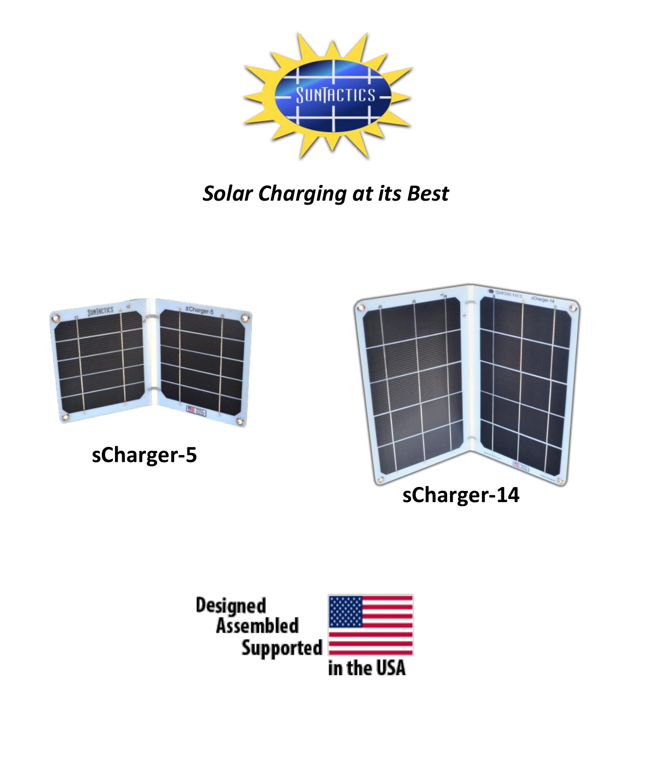SUNTACTICS

*Solar Charging at its Best*

**sCharger-5**

**sCharger-14**

Designed
Assembled
Supported
in the USA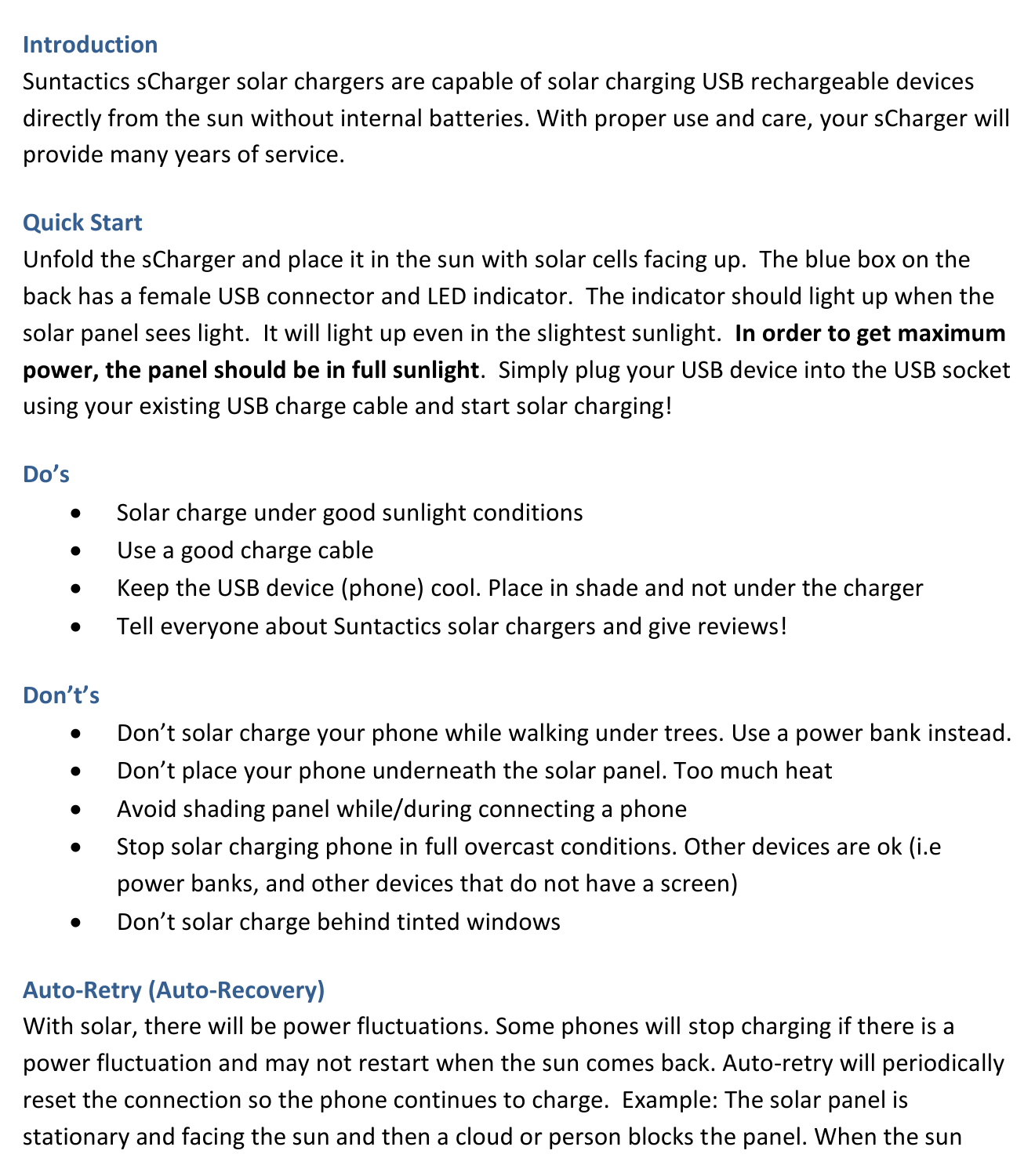## Introduction

Suntactics sCharger solar chargers are capable of solar charging USB rechargeable devices directly from the sun without internal batteries. With proper use and care, your sCharger will provide many years of service.

## Quick Start

Unfold the sCharger and place it in the sun with solar cells facing up. The blue box on the back has a female USB connector and LED indicator. The indicator should light up when the solar panel sees light. It will light up even in the slightest sunlight. **In order to get maximum power, the panel should be in full sunlight**. Simply plug your USB device into the USB socket using your existing USB charge cable and start solar charging!

## Do's

- Solar charge under good sunlight conditions
- Use a good charge cable
- Keep the USB device (phone) cool. Place in shade and not under the charger
- Tell everyone about Suntactics solar chargers and give reviews!

## Don't's

- Don't solar charge your phone while walking under trees. Use a power bank instead.
- Don't place your phone underneath the solar panel. Too much heat
- Avoid shading panel while/during connecting a phone
- Stop solar charging phone in full overcast conditions. Other devices are ok (i.e power banks, and other devices that do not have a screen)
- Don't solar charge behind tinted windows

## Auto-Retry (Auto-Recovery)

With solar, there will be power fluctuations. Some phones will stop charging if there is a power fluctuation and may not restart when the sun comes back. Auto-retry will periodically reset the connection so the phone continues to charge. Example: The solar panel is stationary and facing the sun and then a cloud or person blocks the panel. When the sun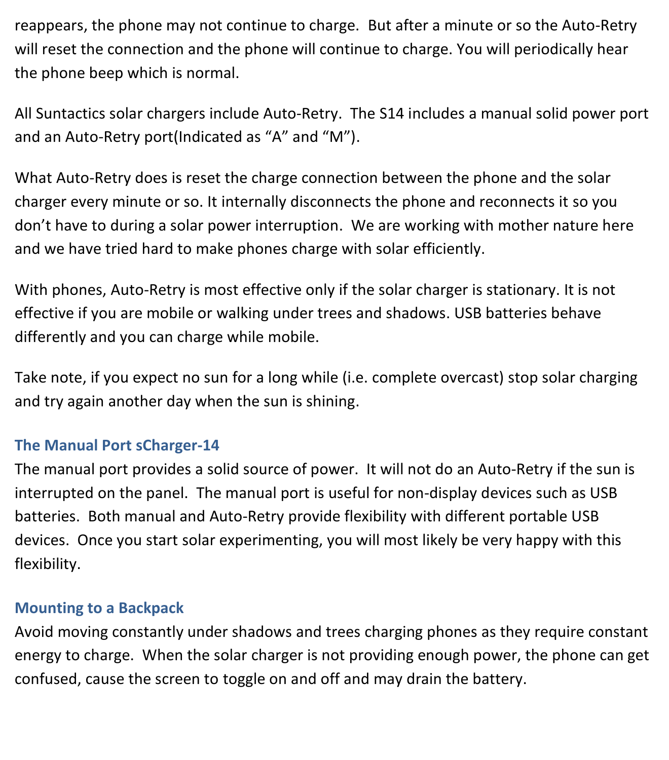reappears, the phone may not continue to charge. But after a minute or so the Auto-Retry will reset the connection and the phone will continue to charge. You will periodically hear the phone beep which is normal.

All Suntactics solar chargers include Auto-Retry. The S14 includes a manual solid power port and an Auto-Retry port(Indicated as "A" and "M").

What Auto-Retry does is reset the charge connection between the phone and the solar charger every minute or so. It internally disconnects the phone and reconnects it so you don't have to during a solar power interruption. We are working with mother nature here and we have tried hard to make phones charge with solar efficiently.

With phones, Auto-Retry is most effective only if the solar charger is stationary. It is not effective if you are mobile or walking under trees and shadows. USB batteries behave differently and you can charge while mobile.

Take note, if you expect no sun for a long while (i.e. complete overcast) stop solar charging and try again another day when the sun is shining.

### The Manual Port sCharger-14

The manual port provides a solid source of power. It will not do an Auto-Retry if the sun is interrupted on the panel. The manual port is useful for non-display devices such as USB batteries. Both manual and Auto-Retry provide flexibility with different portable USB devices. Once you start solar experimenting, you will most likely be very happy with this flexibility.

### Mounting to a Backpack

Avoid moving constantly under shadows and trees charging phones as they require constant energy to charge. When the solar charger is not providing enough power, the phone can get confused, cause the screen to toggle on and off and may drain the battery.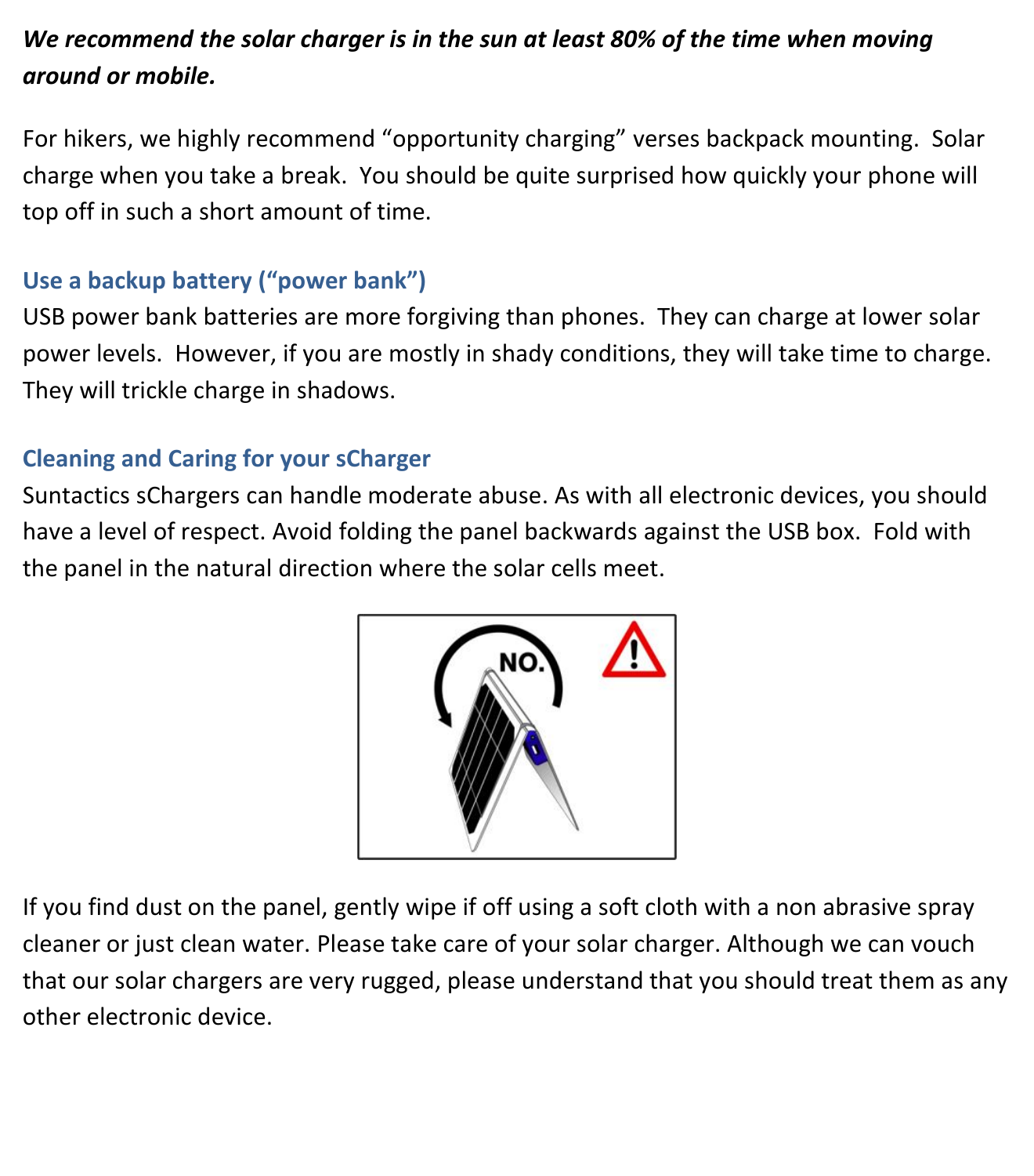***We recommend the solar charger is in the sun at least 80% of the time when moving around or mobile.***

For hikers, we highly recommend "opportunity charging" verses backpack mounting. Solar charge when you take a break. You should be quite surprised how quickly your phone will top off in such a short amount of time.

## Use a backup battery ("power bank")

USB power bank batteries are more forgiving than phones. They can charge at lower solar power levels. However, if you are mostly in shady conditions, they will take time to charge. They will trickle charge in shadows.

## Cleaning and Caring for your sCharger

Suntactics sChargers can handle moderate abuse. As with all electronic devices, you should have a level of respect. Avoid folding the panel backwards against the USB box. Fold with the panel in the natural direction where the solar cells meet.

If you find dust on the panel, gently wipe if off using a soft cloth with a non abrasive spray cleaner or just clean water. Please take care of your solar charger. Although we can vouch that our solar chargers are very rugged, please understand that you should treat them as any other electronic device.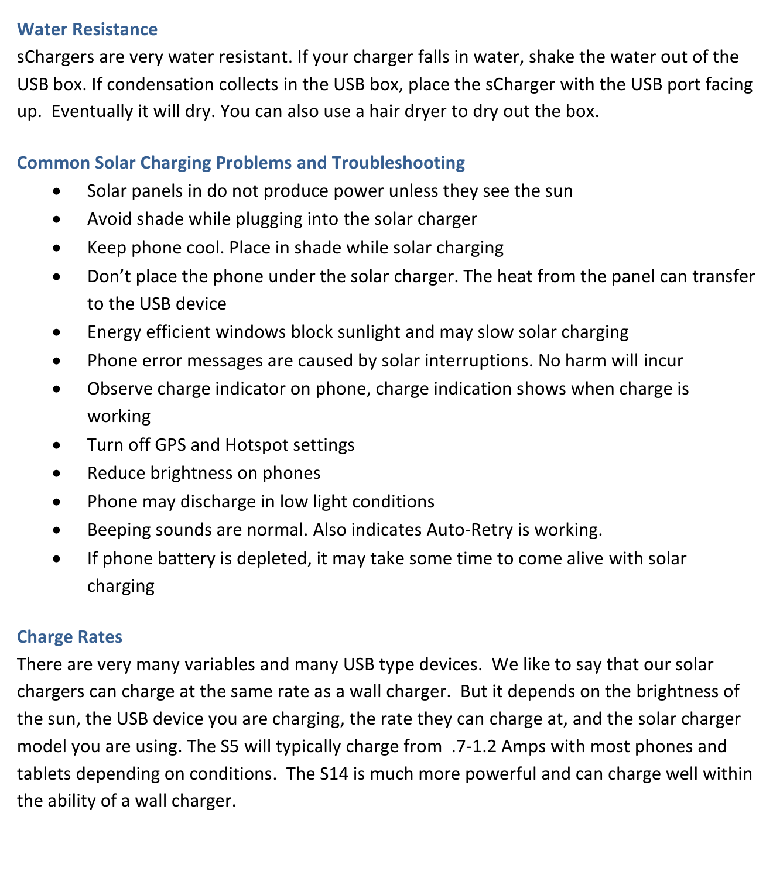## Water Resistance

sChargers are very water resistant. If your charger falls in water, shake the water out of the USB box. If condensation collects in the USB box, place the sCharger with the USB port facing up. Eventually it will dry. You can also use a hair dryer to dry out the box.

## Common Solar Charging Problems and Troubleshooting

- Solar panels in do not produce power unless they see the sun
- Avoid shade while plugging into the solar charger
- Keep phone cool. Place in shade while solar charging
- Don't place the phone under the solar charger. The heat from the panel can transfer to the USB device
- Energy efficient windows block sunlight and may slow solar charging
- Phone error messages are caused by solar interruptions. No harm will incur
- Observe charge indicator on phone, charge indication shows when charge is working
- Turn off GPS and Hotspot settings
- Reduce brightness on phones
- Phone may discharge in low light conditions
- Beeping sounds are normal. Also indicates Auto-Retry is working.
- If phone battery is depleted, it may take some time to come alive with solar charging

## Charge Rates

There are very many variables and many USB type devices. We like to say that our solar chargers can charge at the same rate as a wall charger. But it depends on the brightness of the sun, the USB device you are charging, the rate they can charge at, and the solar charger model you are using. The S5 will typically charge from .7-1.2 Amps with most phones and tablets depending on conditions. The S14 is much more powerful and can charge well within the ability of a wall charger.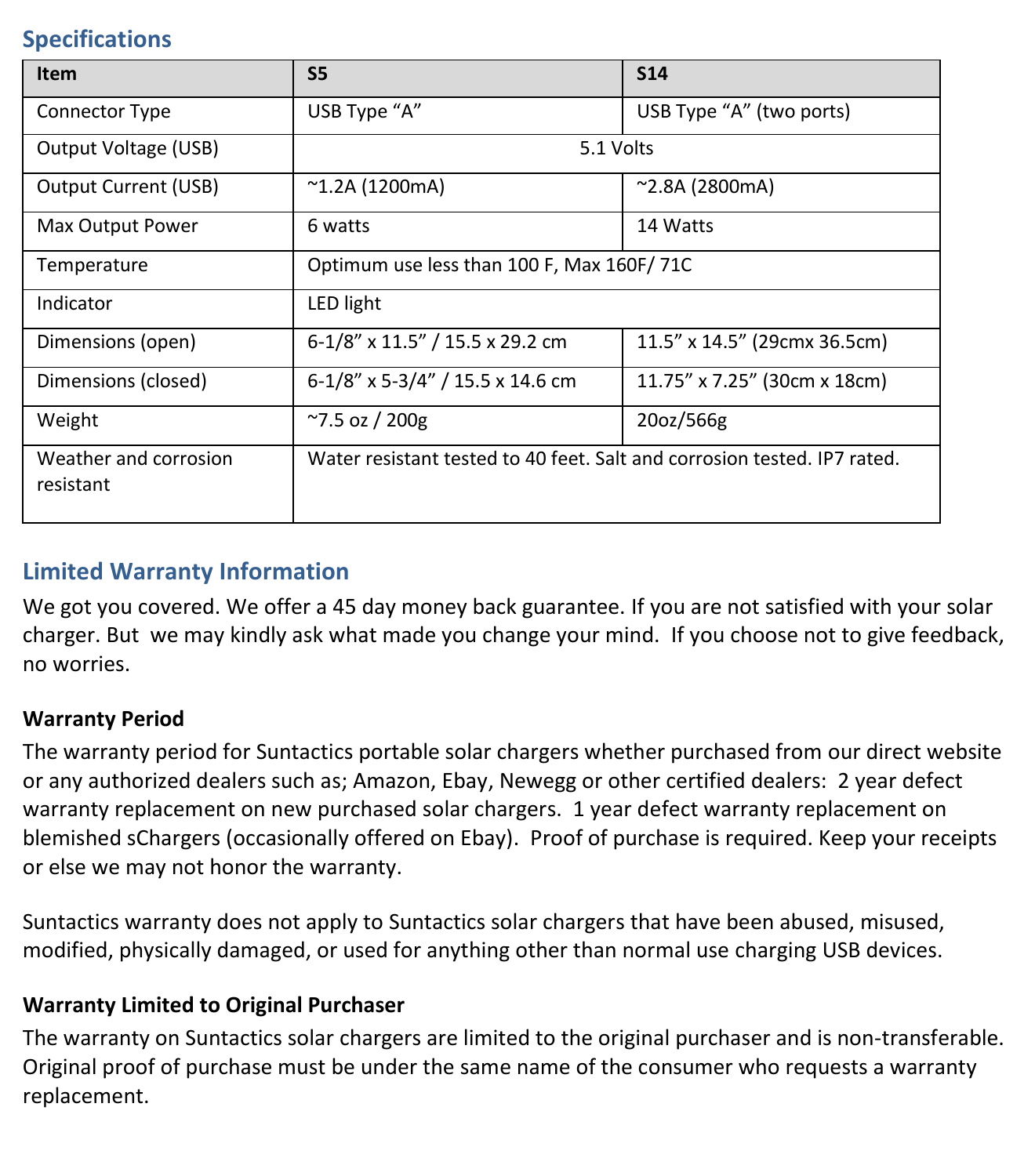## Specifications

| Item | S5 | S14 |
|---|---|---|
| Connector Type | USB Type “A” | USB Type “A” (two ports) |
| Output Voltage (USB) | 5.1 Volts | |
| Output Current (USB) | ~1.2A (1200mA) | ~2.8A (2800mA) |
| Max Output Power | 6 watts | 14 Watts |
| Temperature | Optimum use less than 100 F, Max 160F/ 71C | |
| Indicator | LED light | |
| Dimensions (open) | 6-1/8” x 11.5” / 15.5 x 29.2 cm | 11.5” x 14.5” (29cmx 36.5cm) |
| Dimensions (closed) | 6-1/8” x 5-3/4” / 15.5 x 14.6 cm | 11.75” x 7.25” (30cm x 18cm) |
| Weight | ~7.5 oz / 200g | 20oz/566g |
| Weather and corrosion resistant | Water resistant tested to 40 feet. Salt and corrosion tested. IP7 rated. | |

## Limited Warranty Information

We got you covered. We offer a 45 day money back guarantee. If you are not satisfied with your solar charger. But we may kindly ask what made you change your mind. If you choose not to give feedback, no worries.

**Warranty Period**

The warranty period for Suntactics portable solar chargers whether purchased from our direct website or any authorized dealers such as; Amazon, Ebay, Newegg or other certified dealers: 2 year defect warranty replacement on new purchased solar chargers. 1 year defect warranty replacement on blemished sChargers (occasionally offered on Ebay). Proof of purchase is required. Keep your receipts or else we may not honor the warranty.

Suntactics warranty does not apply to Suntactics solar chargers that have been abused, misused, modified, physically damaged, or used for anything other than normal use charging USB devices.

**Warranty Limited to Original Purchaser**

The warranty on Suntactics solar chargers are limited to the original purchaser and is non-transferable. Original proof of purchase must be under the same name of the consumer who requests a warranty replacement.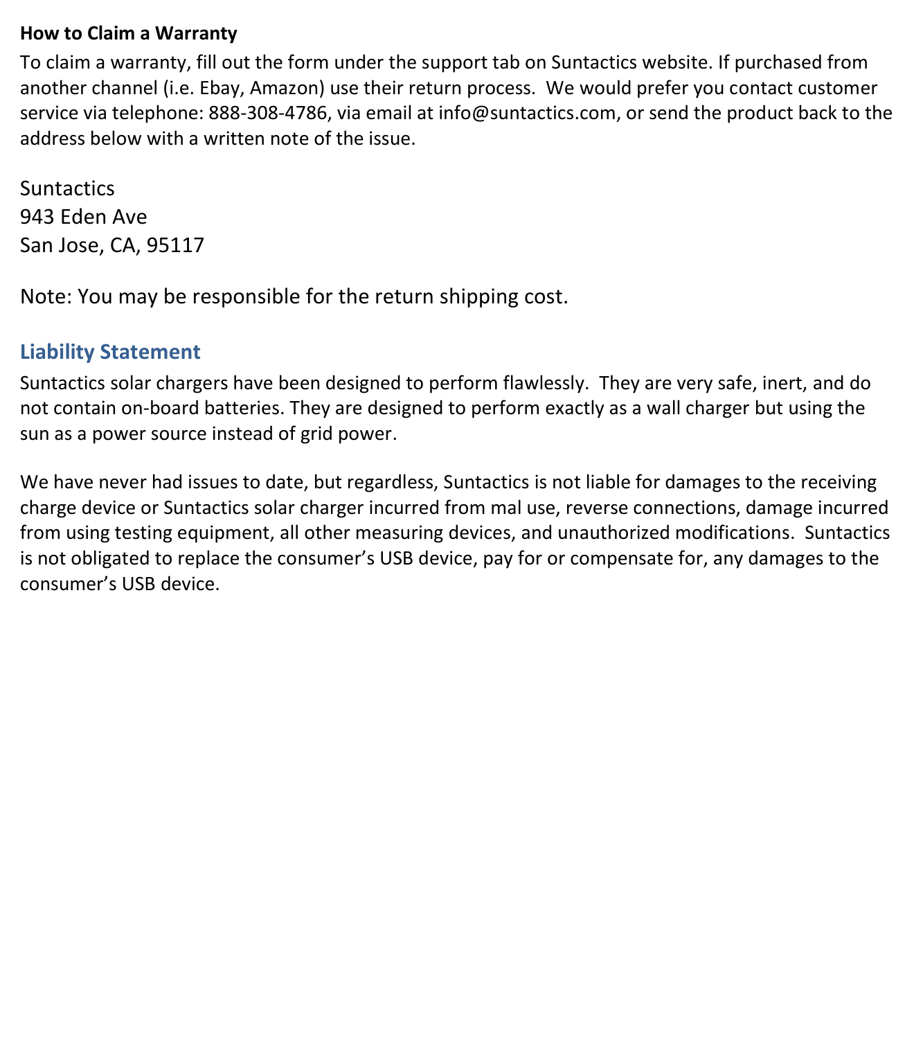**How to Claim a Warranty**

To claim a warranty, fill out the form under the support tab on Suntactics website. If purchased from another channel (i.e. Ebay, Amazon) use their return process.  We would prefer you contact customer service via telephone: 888-308-4786, via email at info@suntactics.com, or send the product back to the address below with a written note of the issue.

Suntactics
943 Eden Ave
San Jose, CA, 95117

Note: You may be responsible for the return shipping cost.

## Liability Statement

Suntactics solar chargers have been designed to perform flawlessly.  They are very safe, inert, and do not contain on-board batteries. They are designed to perform exactly as a wall charger but using the sun as a power source instead of grid power.

We have never had issues to date, but regardless, Suntactics is not liable for damages to the receiving charge device or Suntactics solar charger incurred from mal use, reverse connections, damage incurred from using testing equipment, all other measuring devices, and unauthorized modifications.  Suntactics is not obligated to replace the consumer's USB device, pay for or compensate for, any damages to the consumer's USB device.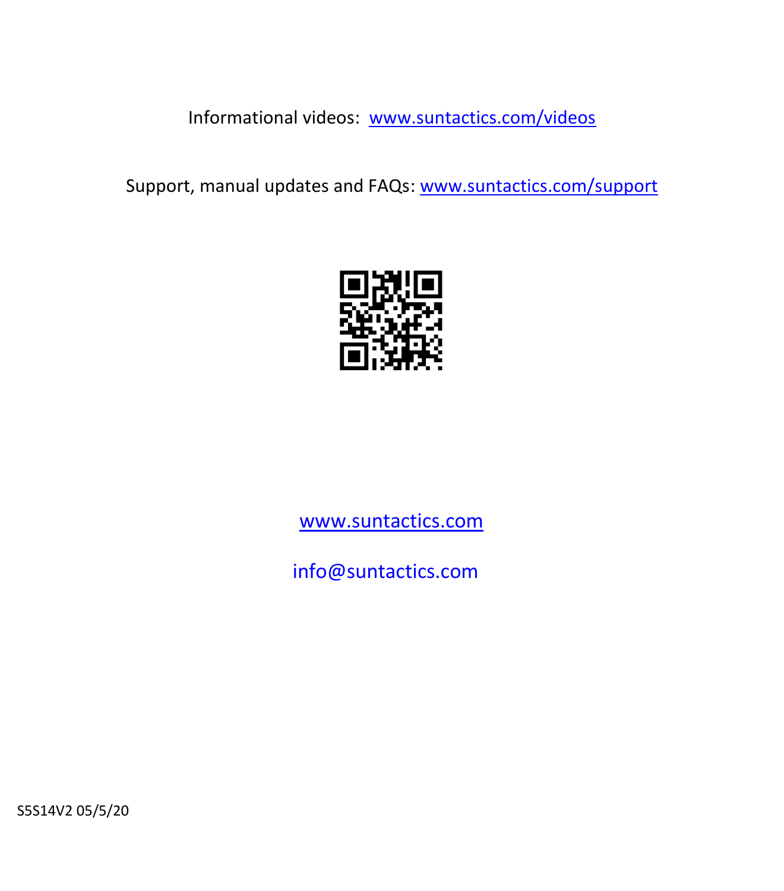Informational videos: www.suntactics.com/videos

Support, manual updates and FAQs: www.suntactics.com/support

www.suntactics.com

info@suntactics.com

S5S14V2 05/5/20